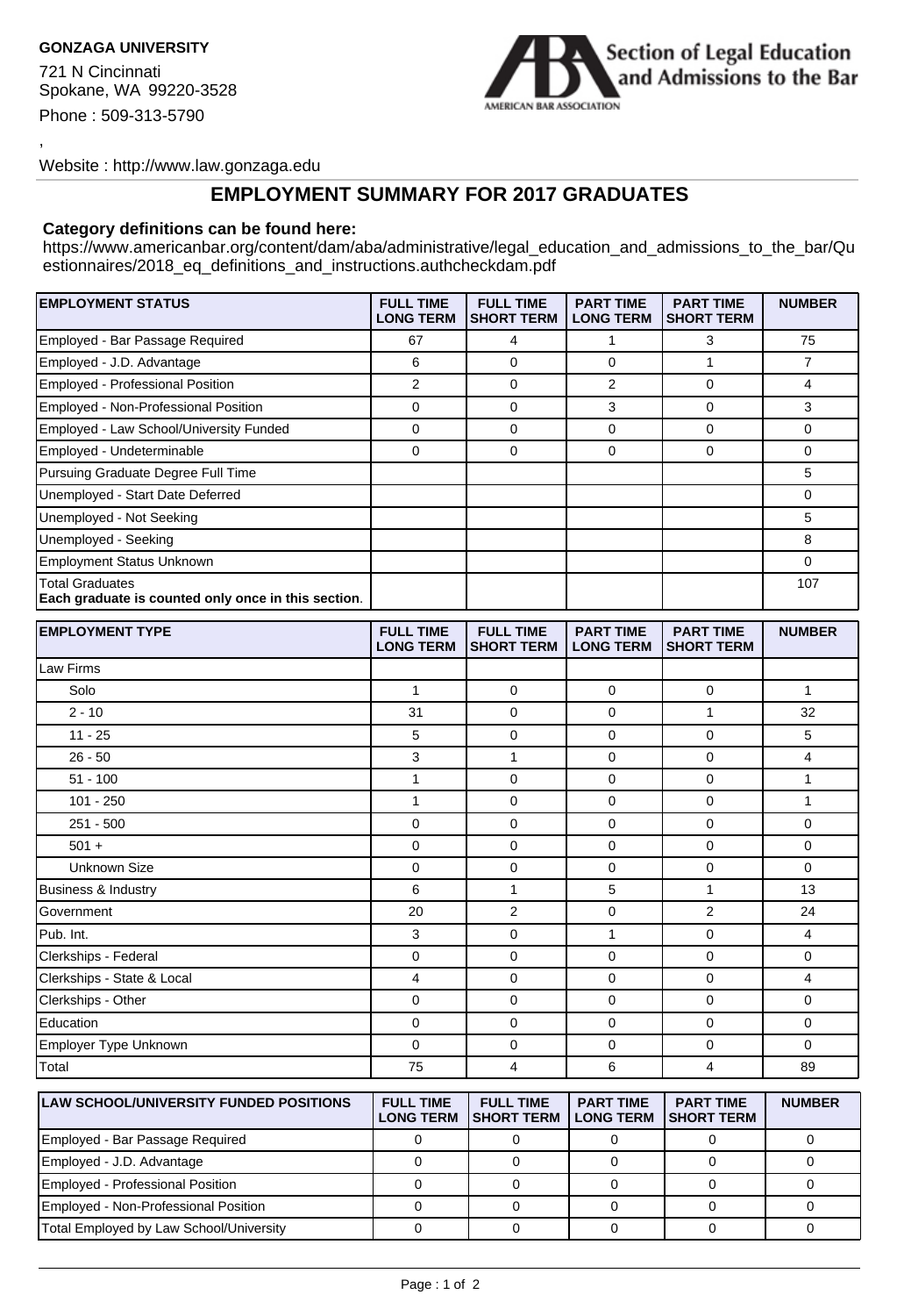**GONZAGA UNIVERSITY**

721 N Cincinnati
Spokane, WA 99220-3528

Phone : 509-313-5790

,

Website : http://www.law.gonzaga.edu

## EMPLOYMENT SUMMARY FOR 2017 GRADUATES

**Category definitions can be found here:**
https://www.americanbar.org/content/dam/aba/administrative/legal_education_and_admissions_to_the_bar/Questionnaires/2018_eq_definitions_and_instructions.authcheckdam.pdf

| EMPLOYMENT STATUS | FULL TIME LONG TERM | FULL TIME SHORT TERM | PART TIME LONG TERM | PART TIME SHORT TERM | NUMBER |
|---|---|---|---|---|---|
| Employed - Bar Passage Required | 67 | 4 | 1 | 3 | 75 |
| Employed - J.D. Advantage | 6 | 0 | 0 | 1 | 7 |
| Employed - Professional Position | 2 | 0 | 2 | 0 | 4 |
| Employed - Non-Professional Position | 0 | 0 | 3 | 0 | 3 |
| Employed - Law School/University Funded | 0 | 0 | 0 | 0 | 0 |
| Employed - Undeterminable | 0 | 0 | 0 | 0 | 0 |
| Pursuing Graduate Degree Full Time | | | | | 5 |
| Unemployed - Start Date Deferred | | | | | 0 |
| Unemployed - Not Seeking | | | | | 5 |
| Unemployed - Seeking | | | | | 8 |
| Employment Status Unknown | | | | | 0 |
| Total Graduates **Each graduate is counted only once in this section**. | | | | | 107 |

| EMPLOYMENT TYPE | FULL TIME LONG TERM | FULL TIME SHORT TERM | PART TIME LONG TERM | PART TIME SHORT TERM | NUMBER |
|---|---|---|---|---|---|
| Law Firms | | | | | |
| Solo | 1 | 0 | 0 | 0 | 1 |
| 2 - 10 | 31 | 0 | 0 | 1 | 32 |
| 11 - 25 | 5 | 0 | 0 | 0 | 5 |
| 26 - 50 | 3 | 1 | 0 | 0 | 4 |
| 51 - 100 | 1 | 0 | 0 | 0 | 1 |
| 101 - 250 | 1 | 0 | 0 | 0 | 1 |
| 251 - 500 | 0 | 0 | 0 | 0 | 0 |
| 501 + | 0 | 0 | 0 | 0 | 0 |
| Unknown Size | 0 | 0 | 0 | 0 | 0 |
| Business & Industry | 6 | 1 | 5 | 1 | 13 |
| Government | 20 | 2 | 0 | 2 | 24 |
| Pub. Int. | 3 | 0 | 1 | 0 | 4 |
| Clerkships - Federal | 0 | 0 | 0 | 0 | 0 |
| Clerkships - State & Local | 4 | 0 | 0 | 0 | 4 |
| Clerkships - Other | 0 | 0 | 0 | 0 | 0 |
| Education | 0 | 0 | 0 | 0 | 0 |
| Employer Type Unknown | 0 | 0 | 0 | 0 | 0 |
| Total | 75 | 4 | 6 | 4 | 89 |

| LAW SCHOOL/UNIVERSITY FUNDED POSITIONS | FULL TIME LONG TERM | FULL TIME SHORT TERM | PART TIME LONG TERM | PART TIME SHORT TERM | NUMBER |
|---|---|---|---|---|---|
| Employed - Bar Passage Required | 0 | 0 | 0 | 0 | 0 |
| Employed - J.D. Advantage | 0 | 0 | 0 | 0 | 0 |
| Employed - Professional Position | 0 | 0 | 0 | 0 | 0 |
| Employed - Non-Professional Position | 0 | 0 | 0 | 0 | 0 |
| Total Employed by Law School/University | 0 | 0 | 0 | 0 | 0 |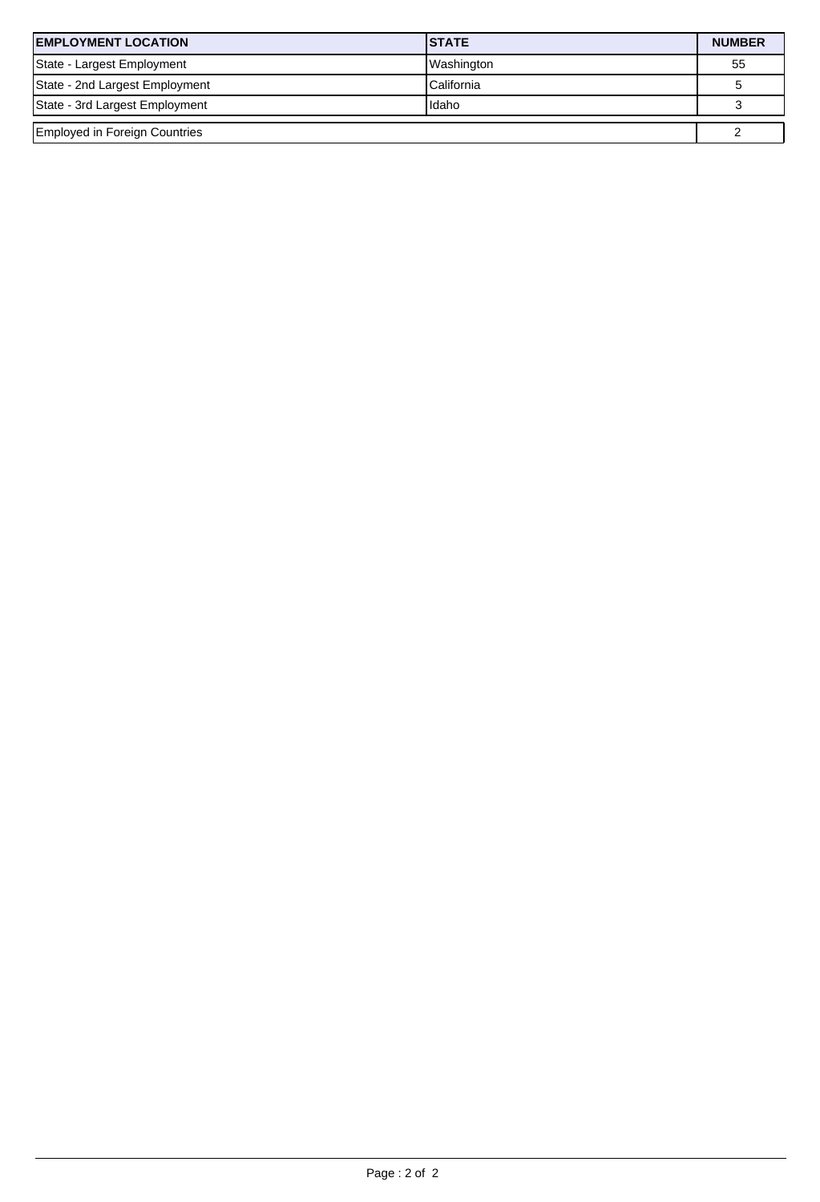| EMPLOYMENT LOCATION | STATE | NUMBER |
| --- | --- | --- |
| State - Largest Employment | Washington | 55 |
| State - 2nd Largest Employment | California | 5 |
| State - 3rd Largest Employment | Idaho | 3 |
| Employed in Foreign Countries | | 2 |